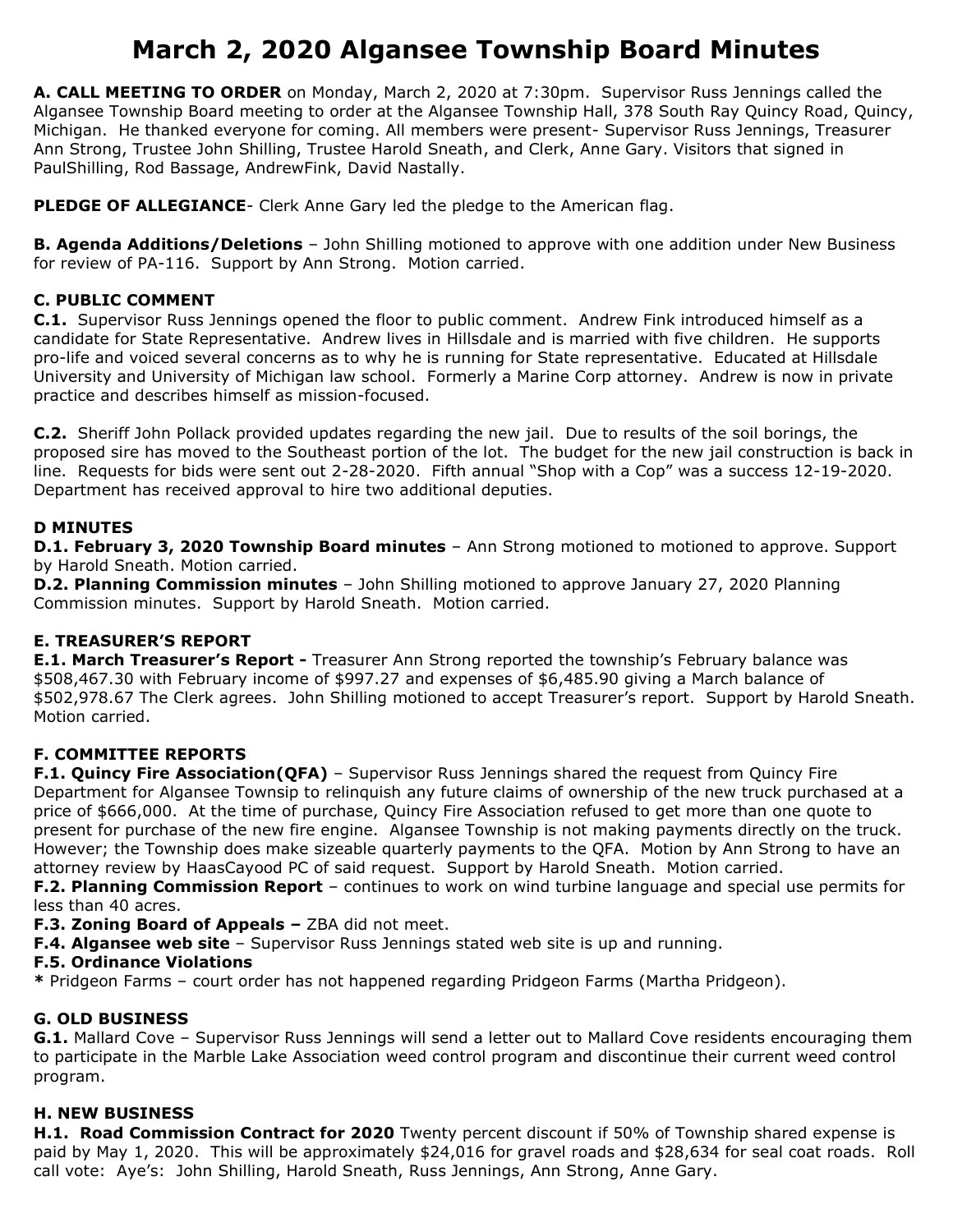# March 2, 2020 Algansee Township Board Minutes

**A. CALL MEETING TO ORDER** on Monday, March 2, 2020 at 7:30pm. Supervisor Russ Jennings called the Algansee Township Board meeting to order at the Algansee Township Hall, 378 South Ray Quincy Road, Quincy, Michigan. He thanked everyone for coming. All members were present- Supervisor Russ Jennings, Treasurer Ann Strong, Trustee John Shilling, Trustee Harold Sneath, and Clerk, Anne Gary. Visitors that signed in PaulShilling, Rod Bassage, AndrewFink, David Nastally.

**PLEDGE OF ALLEGIANCE**- Clerk Anne Gary led the pledge to the American flag.

**B. Agenda Additions/Deletions** – John Shilling motioned to approve with one addition under New Business for review of PA-116. Support by Ann Strong. Motion carried.

**C. PUBLIC COMMENT**

**C.1.** Supervisor Russ Jennings opened the floor to public comment. Andrew Fink introduced himself as a candidate for State Representative. Andrew lives in Hillsdale and is married with five children. He supports pro-life and voiced several concerns as to why he is running for State representative. Educated at Hillsdale University and University of Michigan law school. Formerly a Marine Corp attorney. Andrew is now in private practice and describes himself as mission-focused.

**C.2.** Sheriff John Pollack provided updates regarding the new jail. Due to results of the soil borings, the proposed sire has moved to the Southeast portion of the lot. The budget for the new jail construction is back in line. Requests for bids were sent out 2-28-2020. Fifth annual "Shop with a Cop" was a success 12-19-2020. Department has received approval to hire two additional deputies.

**D MINUTES**

**D.1. February 3, 2020 Township Board minutes** – Ann Strong motioned to motioned to approve. Support by Harold Sneath. Motion carried.

**D.2. Planning Commission minutes** – John Shilling motioned to approve January 27, 2020 Planning Commission minutes. Support by Harold Sneath. Motion carried.

**E. TREASURER'S REPORT**

**E.1. March Treasurer's Report -** Treasurer Ann Strong reported the township's February balance was $508,467.30 with February income of $997.27 and expenses of $6,485.90 giving a March balance of $502,978.67 The Clerk agrees. John Shilling motioned to accept Treasurer's report. Support by Harold Sneath. Motion carried.

**F. COMMITTEE REPORTS**

**F.1. Quincy Fire Association(QFA)** – Supervisor Russ Jennings shared the request from Quincy Fire Department for Algansee Townsip to relinquish any future claims of ownership of the new truck purchased at a price of $666,000. At the time of purchase, Quincy Fire Association refused to get more than one quote to present for purchase of the new fire engine. Algansee Township is not making payments directly on the truck. However; the Township does make sizeable quarterly payments to the QFA. Motion by Ann Strong to have an attorney review by HaasCayood PC of said request. Support by Harold Sneath. Motion carried.

**F.2. Planning Commission Report** – continues to work on wind turbine language and special use permits for less than 40 acres.

**F.3. Zoning Board of Appeals –** ZBA did not meet.

**F.4. Algansee web site** – Supervisor Russ Jennings stated web site is up and running.

**F.5. Ordinance Violations**

**\*** Pridgeon Farms – court order has not happened regarding Pridgeon Farms (Martha Pridgeon).

**G. OLD BUSINESS**

**G.1.** Mallard Cove – Supervisor Russ Jennings will send a letter out to Mallard Cove residents encouraging them to participate in the Marble Lake Association weed control program and discontinue their current weed control program.

**H. NEW BUSINESS**

**H.1. Road Commission Contract for 2020** Twenty percent discount if 50% of Township shared expense is paid by May 1, 2020. This will be approximately $24,016 for gravel roads and $28,634 for seal coat roads. Roll call vote: Aye's: John Shilling, Harold Sneath, Russ Jennings, Ann Strong, Anne Gary.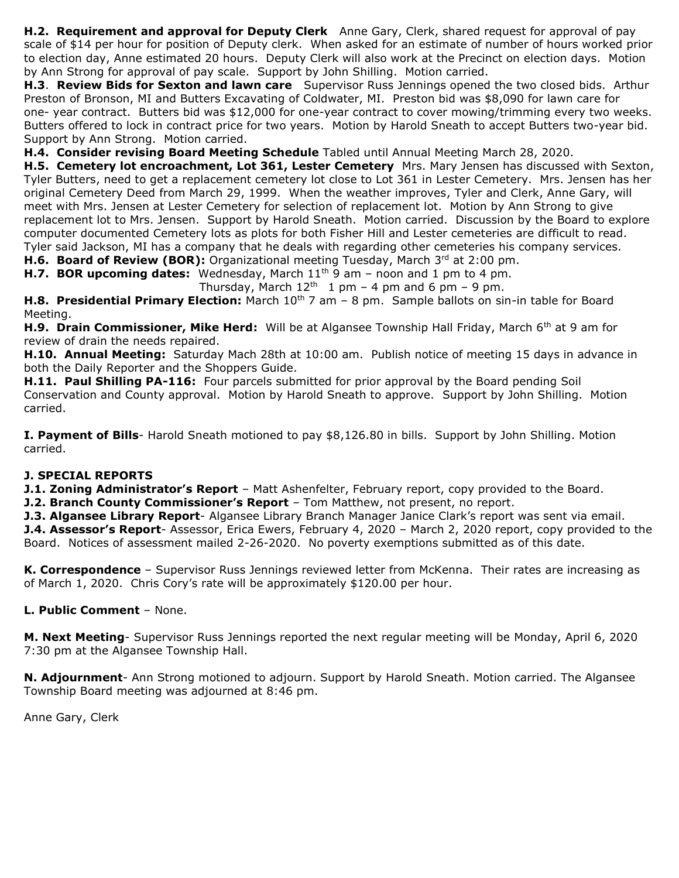**H.2. Requirement and approval for Deputy Clerk** Anne Gary, Clerk, shared request for approval of pay scale of $14 per hour for position of Deputy clerk. When asked for an estimate of number of hours worked prior to election day, Anne estimated 20 hours. Deputy Clerk will also work at the Precinct on election days. Motion by Ann Strong for approval of pay scale. Support by John Shilling. Motion carried.

**H.3**. **Review Bids for Sexton and lawn care** Supervisor Russ Jennings opened the two closed bids. Arthur Preston of Bronson, MI and Butters Excavating of Coldwater, MI. Preston bid was $8,090 for lawn care for one- year contract. Butters bid was $12,000 for one-year contract to cover mowing/trimming every two weeks. Butters offered to lock in contract price for two years. Motion by Harold Sneath to accept Butters two-year bid. Support by Ann Strong. Motion carried.

**H.4. Consider revising Board Meeting Schedule** Tabled until Annual Meeting March 28, 2020.

**H.5. Cemetery lot encroachment, Lot 361, Lester Cemetery** Mrs. Mary Jensen has discussed with Sexton, Tyler Butters, need to get a replacement cemetery lot close to Lot 361 in Lester Cemetery. Mrs. Jensen has her original Cemetery Deed from March 29, 1999. When the weather improves, Tyler and Clerk, Anne Gary, will meet with Mrs. Jensen at Lester Cemetery for selection of replacement lot. Motion by Ann Strong to give replacement lot to Mrs. Jensen. Support by Harold Sneath. Motion carried. Discussion by the Board to explore computer documented Cemetery lots as plots for both Fisher Hill and Lester cemeteries are difficult to read. Tyler said Jackson, MI has a company that he deals with regarding other cemeteries his company services.

**H.6. Board of Review (BOR):** Organizational meeting Tuesday, March 3rd at 2:00 pm.

**H.7. BOR upcoming dates:** Wednesday, March 11th 9 am – noon and 1 pm to 4 pm.
Thursday, March 12th 1 pm – 4 pm and 6 pm – 9 pm.

**H.8. Presidential Primary Election:** March 10th 7 am – 8 pm. Sample ballots on sin-in table for Board Meeting.

**H.9. Drain Commissioner, Mike Herd:** Will be at Algansee Township Hall Friday, March 6th at 9 am for review of drain the needs repaired.

**H.10. Annual Meeting:** Saturday Mach 28th at 10:00 am. Publish notice of meeting 15 days in advance in both the Daily Reporter and the Shoppers Guide.

**H.11. Paul Shilling PA-116:** Four parcels submitted for prior approval by the Board pending Soil Conservation and County approval. Motion by Harold Sneath to approve. Support by John Shilling. Motion carried.

**I. Payment of Bills**- Harold Sneath motioned to pay $8,126.80 in bills. Support by John Shilling. Motion carried.

**J. SPECIAL REPORTS**

**J.1. Zoning Administrator's Report** – Matt Ashenfelter, February report, copy provided to the Board.

**J.2. Branch County Commissioner's Report** – Tom Matthew, not present, no report.

**J.3. Algansee Library Report**- Algansee Library Branch Manager Janice Clark's report was sent via email.

**J.4. Assessor's Report**- Assessor, Erica Ewers, February 4, 2020 – March 2, 2020 report, copy provided to the Board. Notices of assessment mailed 2-26-2020. No poverty exemptions submitted as of this date.

**K. Correspondence** – Supervisor Russ Jennings reviewed letter from McKenna. Their rates are increasing as of March 1, 2020. Chris Cory's rate will be approximately $120.00 per hour.

**L. Public Comment** – None.

**M. Next Meeting**- Supervisor Russ Jennings reported the next regular meeting will be Monday, April 6, 2020 7:30 pm at the Algansee Township Hall.

**N. Adjournment**- Ann Strong motioned to adjourn. Support by Harold Sneath. Motion carried. The Algansee Township Board meeting was adjourned at 8:46 pm.

Anne Gary, Clerk